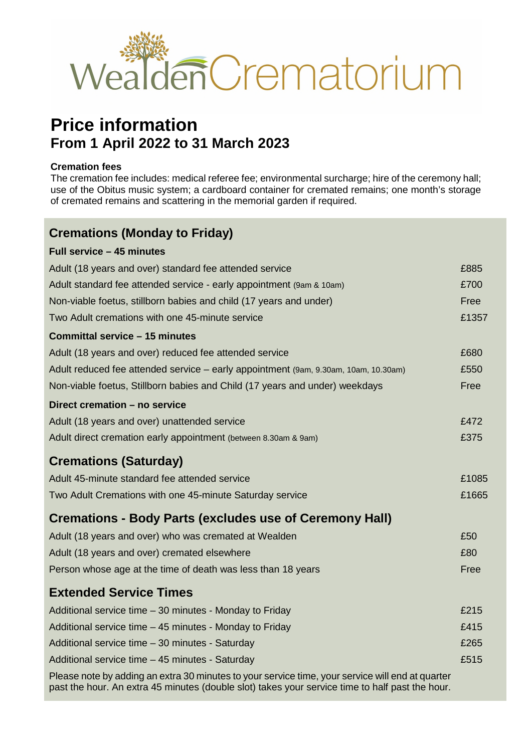# Wealden Crematorium

# Price information
## From 1 April 2022 to 31 March 2023

**Cremation fees**

The cremation fee includes: medical referee fee; environmental surcharge; hire of the ceremony hall; use of the Obitus music system; a cardboard container for cremated remains; one month's storage of cremated remains and scattering in the memorial garden if required.

## Cremations (Monday to Friday)

| **Full service – 45 minutes** | |
|---|---|
| Adult (18 years and over) standard fee attended service | £885 |
| Adult standard fee attended service - early appointment (9am & 10am) | £700 |
| Non-viable foetus, stillborn babies and child (17 years and under) | Free |
| Two Adult cremations with one 45-minute service | £1357 |
| **Committal service – 15 minutes** | |
| Adult (18 years and over) reduced fee attended service | £680 |
| Adult reduced fee attended service – early appointment (9am, 9.30am, 10am, 10.30am) | £550 |
| Non-viable foetus, Stillborn babies and Child (17 years and under) weekdays | Free |
| **Direct cremation – no service** | |
| Adult (18 years and over) unattended service | £472 |
| Adult direct cremation early appointment (between 8.30am & 9am) | £375 |

## Cremations (Saturday)

| | |
|---|---|
| Adult 45-minute standard fee attended service | £1085 |
| Two Adult Cremations with one 45-minute Saturday service | £1665 |

## Cremations - Body Parts (excludes use of Ceremony Hall)

| | |
|---|---|
| Adult (18 years and over) who was cremated at Wealden | £50 |
| Adult (18 years and over) cremated elsewhere | £80 |
| Person whose age at the time of death was less than 18 years | Free |

## Extended Service Times

| | |
|---|---|
| Additional service time – 30 minutes - Monday to Friday | £215 |
| Additional service time – 45 minutes - Monday to Friday | £415 |
| Additional service time – 30 minutes - Saturday | £265 |
| Additional service time – 45 minutes - Saturday | £515 |

Please note by adding an extra 30 minutes to your service time, your service will end at quarter past the hour. An extra 45 minutes (double slot) takes your service time to half past the hour.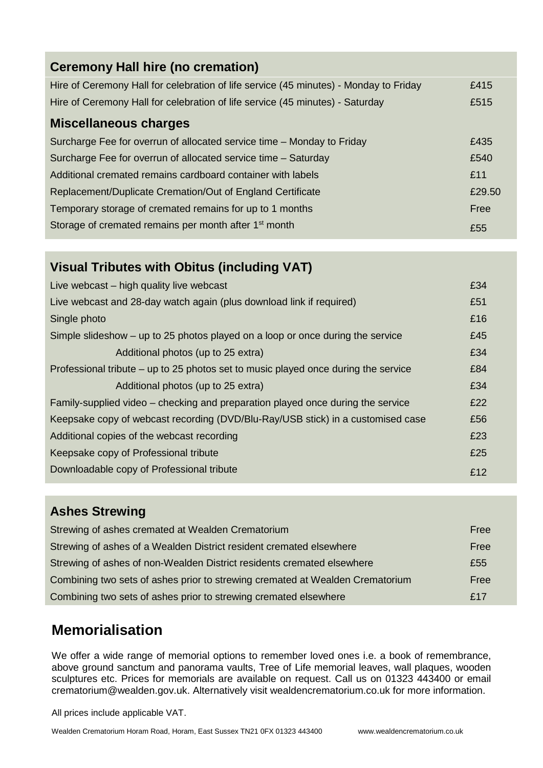## Ceremony Hall hire (no cremation)

| | |
|---|---|
| Hire of Ceremony Hall for celebration of life service (45 minutes) - Monday to Friday | £415 |
| Hire of Ceremony Hall for celebration of life service (45 minutes) - Saturday | £515 |

## Miscellaneous charges

| | |
|---|---|
| Surcharge Fee for overrun of allocated service time – Monday to Friday | £435 |
| Surcharge Fee for overrun of allocated service time – Saturday | £540 |
| Additional cremated remains cardboard container with labels | £11 |
| Replacement/Duplicate Cremation/Out of England Certificate | £29.50 |
| Temporary storage of cremated remains for up to 1 months | Free |
| Storage of cremated remains per month after 1st month | £55 |

## Visual Tributes with Obitus (including VAT)

| | |
|---|---|
| Live webcast – high quality live webcast | £34 |
| Live webcast and 28-day watch again (plus download link if required) | £51 |
| Single photo | £16 |
| Simple slideshow – up to 25 photos played on a loop or once during the service | £45 |
| Additional photos (up to 25 extra) | £34 |
| Professional tribute – up to 25 photos set to music played once during the service | £84 |
| Additional photos (up to 25 extra) | £34 |
| Family-supplied video – checking and preparation played once during the service | £22 |
| Keepsake copy of webcast recording (DVD/Blu-Ray/USB stick) in a customised case | £56 |
| Additional copies of the webcast recording | £23 |
| Keepsake copy of Professional tribute | £25 |
| Downloadable copy of Professional tribute | £12 |

## Ashes Strewing

| | |
|---|---|
| Strewing of ashes cremated at Wealden Crematorium | Free |
| Strewing of ashes of a Wealden District resident cremated elsewhere | Free |
| Strewing of ashes of non-Wealden District residents cremated elsewhere | £55 |
| Combining two sets of ashes prior to strewing cremated at Wealden Crematorium | Free |
| Combining two sets of ashes prior to strewing cremated elsewhere | £17 |

# Memorialisation

We offer a wide range of memorial options to remember loved ones i.e. a book of remembrance, above ground sanctum and panorama vaults, Tree of Life memorial leaves, wall plaques, wooden sculptures etc. Prices for memorials are available on request. Call us on 01323 443400 or email crematorium@wealden.gov.uk. Alternatively visit wealdencrematorium.co.uk for more information.

All prices include applicable VAT.

Wealden Crematorium Horam Road, Horam, East Sussex TN21 0FX 01323 443400 www.wealdencrematorium.co.uk